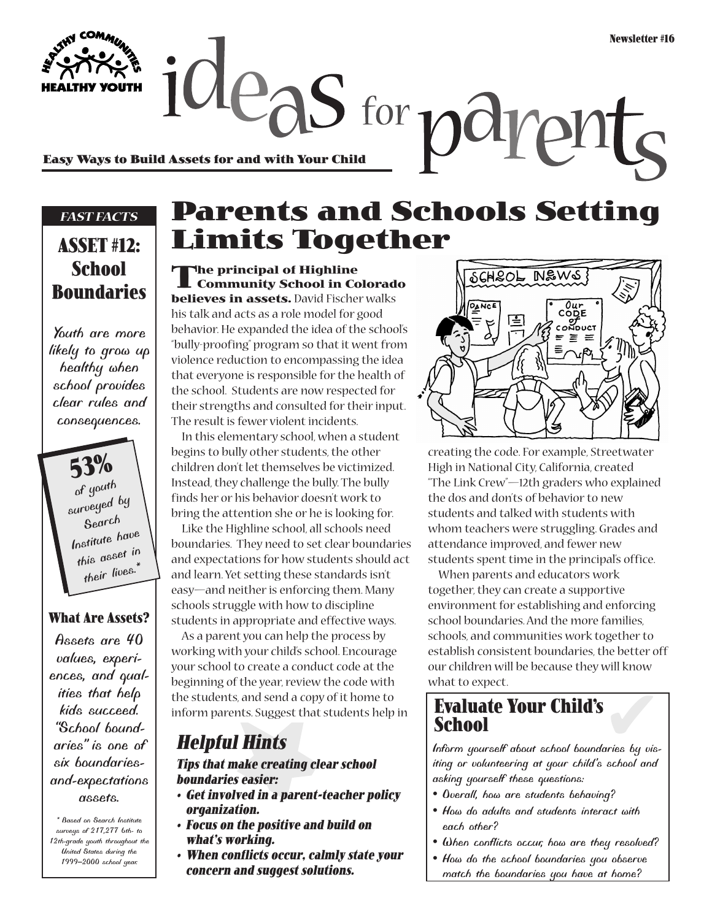Newsletter #16

# ideas for parents

**Easy Ways to Build Assets for and with Your Child**

*FAST FACTS*

## ASSET #12: School Boundaries

*Youth are more likely to grow up healthy when school provides clear rules and consequences.*

**53%** *of youth surveyed by Search Institute have this asset in their lives.**

### What Are Assets?

*Assets are 40 values, experiences, and qualities that help kids succeed. "School boundaries" is one of six boundaries-and-expectations assets.*

*\* Based on Search Institute surveys of 217,277 6th- to 12th-grade youth throughout the United States during the 1999–2000 school year.*

# Parents and Schools Setting Limits Together

**The principal of Highline Community School in Colorado believes in assets.** David Fischer walks his talk and acts as a role model for good behavior. He expanded the idea of the school's "bully-proofing" program so that it went from violence reduction to encompassing the idea that everyone is responsible for the health of the school. Students are now respected for their strengths and consulted for their input. The result is fewer violent incidents.

In this elementary school, when a student begins to bully other students, the other children don't let themselves be victimized. Instead, they challenge the bully. The bully finds her or his behavior doesn't work to bring the attention she or he is looking for.

Like the Highline school, all schools need boundaries. They need to set clear boundaries and expectations for how students should act and learn. Yet setting these standards isn't easy—and neither is enforcing them. Many schools struggle with how to discipline students in appropriate and effective ways.

As a parent you can help the process by working with your child's school. Encourage your school to create a conduct code at the beginning of the year, review the code with the students, and send a copy of it home to inform parents. Suggest that students help in creating the code. For example, Streetwater High in National City, California, created "The Link Crew"—12th graders who explained the dos and don'ts of behavior to new students and talked with students with whom teachers were struggling. Grades and attendance improved, and fewer new students spent time in the principal's office.

When parents and educators work together, they can create a supportive environment for establishing and enforcing school boundaries. And the more families, schools, and communities work together to establish consistent boundaries, the better off our children will be because they will know what to expect.

## *Helpful Hints*

***Tips that make creating clear school boundaries easier:***

- ***Get involved in a parent-teacher policy organization.***
- ***Focus on the positive and build on what's working.***
- ***When conflicts occur, calmly state your concern and suggest solutions.***

## Evaluate Your Child's School

*Inform yourself about school boundaries by visiting or volunteering at your child's school and asking yourself these questions:*

- *Overall, how are students behaving?*
- *How do adults and students interact with each other?*
- *When conflicts occur, how are they resolved?*
- *How do the school boundaries you observe match the boundaries you have at home?*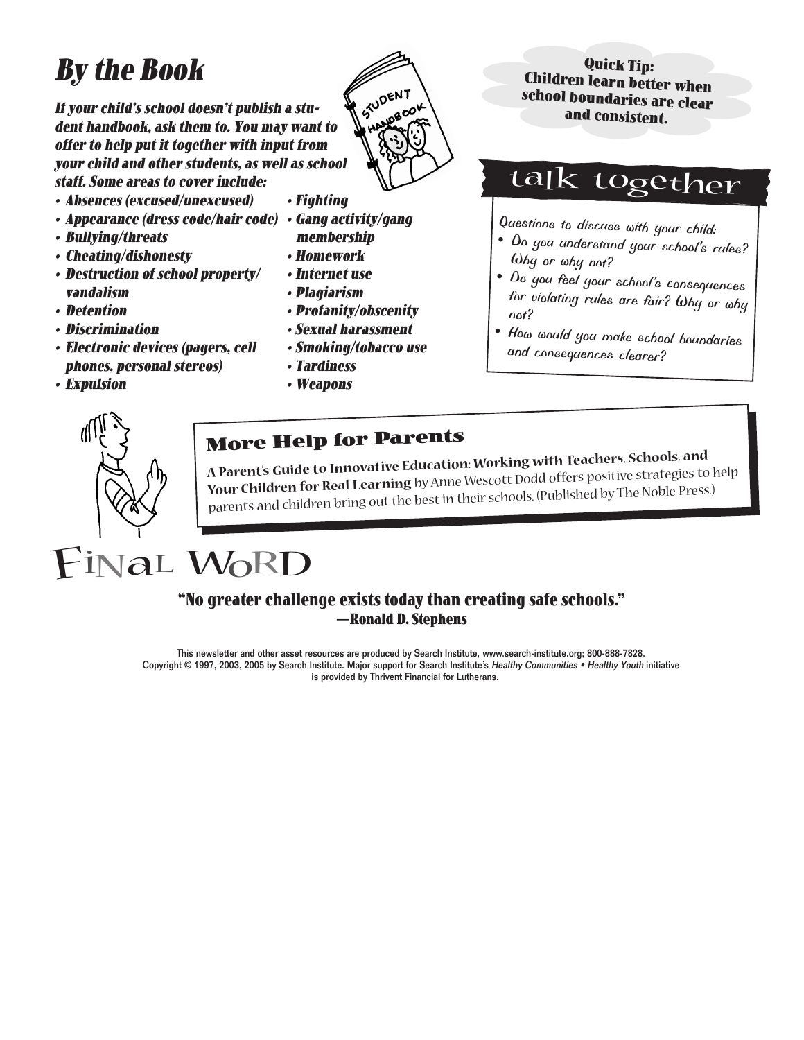## *By the Book*

***If your child's school doesn't publish a student handbook, ask them to. You may want to offer to help put it together with input from your child and other students, as well as school staff. Some areas to cover include:***

- ***Absences (excused/unexcused)***
- ***Appearance (dress code/hair code)***
- ***Bullying/threats***
- ***Cheating/dishonesty***
- ***Destruction of school property/vandalism***
- ***Detention***
- ***Discrimination***
- ***Electronic devices (pagers, cell phones, personal stereos)***
- ***Expulsion***
- ***Fighting***
- ***Gang activity/gang membership***
- ***Homework***
- ***Internet use***
- ***Plagiarism***
- ***Profanity/obscenity***
- ***Sexual harassment***
- ***Smoking/tobacco use***
- ***Tardiness***
- ***Weapons***

**Quick Tip: Children learn better when school boundaries are clear and consistent.**

## talk together

Questions to discuss with your child:

- Do you understand your school's rules? Why or why not?
- Do you feel your school's consequences for violating rules are fair? Why or why not?
- How would you make school boundaries and consequences clearer?

### More Help for Parents

**A Parent's Guide to Innovative Education: Working with Teachers, Schools, and Your Children for Real Learning** by Anne Wescott Dodd offers positive strategies to help parents and children bring out the best in their schools. (Published by The Noble Press.)

## Final Word

**"No greater challenge exists today than creating safe schools."**
**—Ronald D. Stephens**

This newsletter and other asset resources are produced by Search Institute, www.search-institute.org; 800-888-7828. Copyright © 1997, 2003, 2005 by Search Institute. Major support for Search Institute's *Healthy Communities • Healthy Youth* initiative is provided by Thrivent Financial for Lutherans.